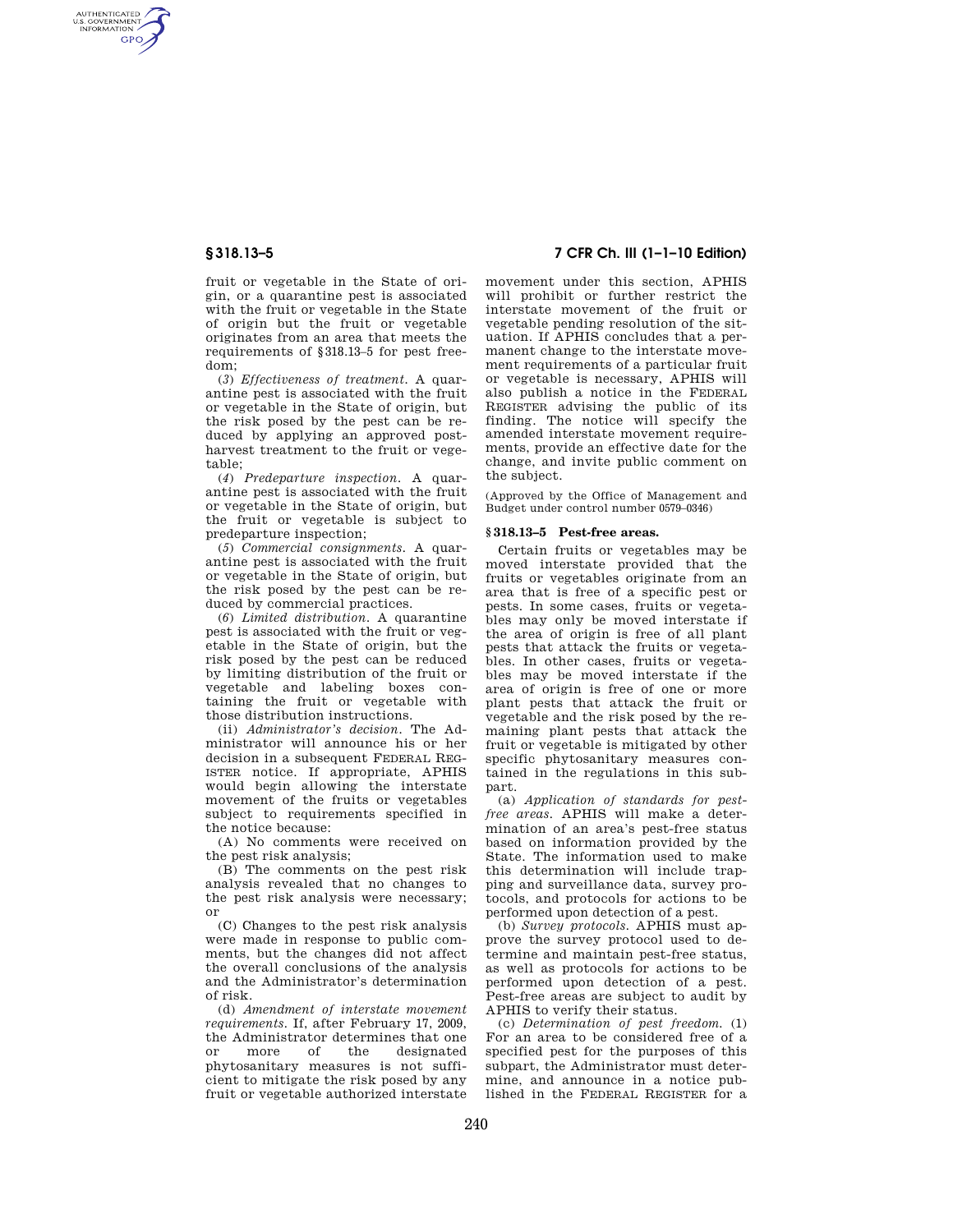fruit or vegetable in the State of origin, or a quarantine pest is associated with the fruit or vegetable in the State of origin but the fruit or vegetable originates from an area that meets the requirements of §318.13–5 for pest freedom;

(*3*) *Effectiveness of treatment.* A quarantine pest is associated with the fruit or vegetable in the State of origin, but the risk posed by the pest can be reduced by applying an approved post-harvest treatment to the fruit or vegetable;

(*4*) *Predeparture inspection.* A quarantine pest is associated with the fruit or vegetable in the State of origin, but the fruit or vegetable is subject to predeparture inspection;

(*5*) *Commercial consignments.* A quarantine pest is associated with the fruit or vegetable in the State of origin, but the risk posed by the pest can be reduced by commercial practices.

(*6*) *Limited distribution.* A quarantine pest is associated with the fruit or vegetable in the State of origin, but the risk posed by the pest can be reduced by limiting distribution of the fruit or vegetable and labeling boxes containing the fruit or vegetable with those distribution instructions.

(ii) *Administrator's decision.* The Administrator will announce his or her decision in a subsequent FEDERAL REGISTER notice. If appropriate, APHIS would begin allowing the interstate movement of the fruits or vegetables subject to requirements specified in the notice because:

(A) No comments were received on the pest risk analysis;

(B) The comments on the pest risk analysis revealed that no changes to the pest risk analysis were necessary; or

(C) Changes to the pest risk analysis were made in response to public comments, but the changes did not affect the overall conclusions of the analysis and the Administrator's determination of risk.

(d) *Amendment of interstate movement requirements.* If, after February 17, 2009, the Administrator determines that one or more of the designated phytosanitary measures is not sufficient to mitigate the risk posed by any fruit or vegetable authorized interstate movement under this section, APHIS will prohibit or further restrict the interstate movement of the fruit or vegetable pending resolution of the situation. If APHIS concludes that a permanent change to the interstate movement requirements of a particular fruit or vegetable is necessary, APHIS will also publish a notice in the FEDERAL REGISTER advising the public of its finding. The notice will specify the amended interstate movement requirements, provide an effective date for the change, and invite public comment on the subject.

(Approved by the Office of Management and Budget under control number 0579–0346)

## §318.13–5 Pest-free areas.

Certain fruits or vegetables may be moved interstate provided that the fruits or vegetables originate from an area that is free of a specific pest or pests. In some cases, fruits or vegetables may only be moved interstate if the area of origin is free of all plant pests that attack the fruits or vegetables. In other cases, fruits or vegetables may be moved interstate if the area of origin is free of one or more plant pests that attack the fruit or vegetable and the risk posed by the remaining plant pests that attack the fruit or vegetable is mitigated by other specific phytosanitary measures contained in the regulations in this subpart.

(a) *Application of standards for pest-free areas.* APHIS will make a determination of an area's pest-free status based on information provided by the State. The information used to make this determination will include trapping and surveillance data, survey protocols, and protocols for actions to be performed upon detection of a pest.

(b) *Survey protocols.* APHIS must approve the survey protocol used to determine and maintain pest-free status, as well as protocols for actions to be performed upon detection of a pest. Pest-free areas are subject to audit by APHIS to verify their status.

(c) *Determination of pest freedom.* (1) For an area to be considered free of a specified pest for the purposes of this subpart, the Administrator must determine, and announce in a notice published in the FEDERAL REGISTER for a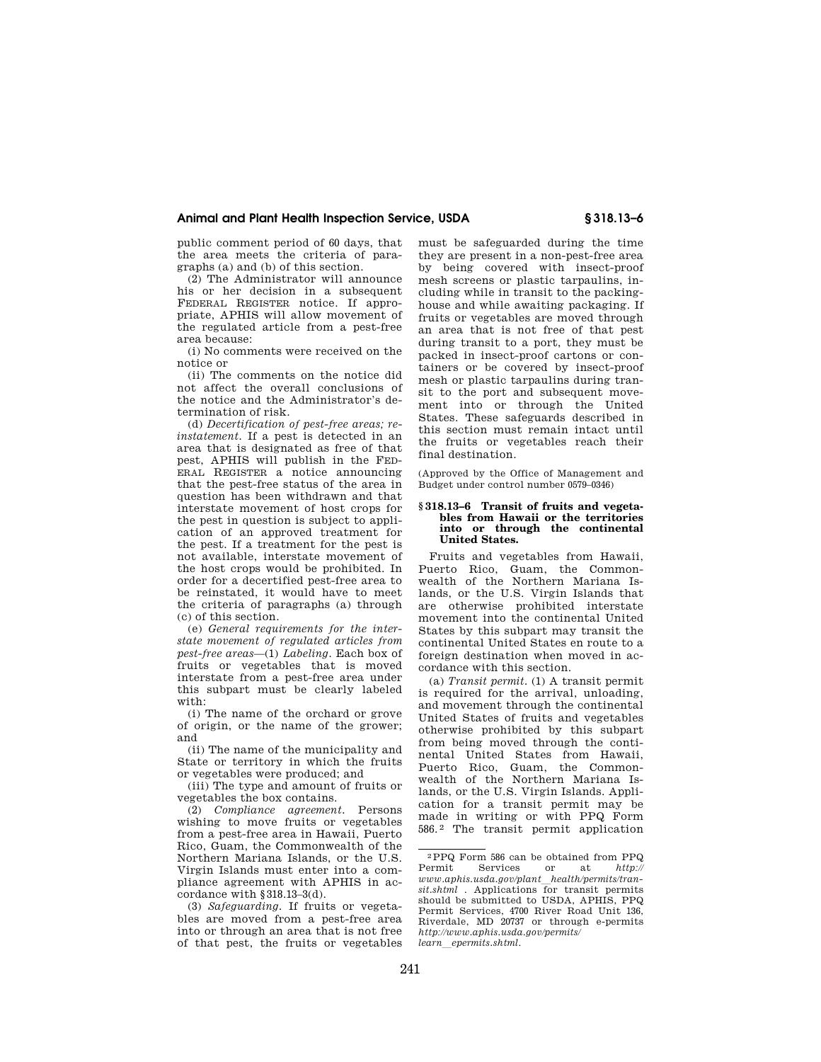public comment period of 60 days, that the area meets the criteria of paragraphs (a) and (b) of this section.

(2) The Administrator will announce his or her decision in a subsequent FEDERAL REGISTER notice. If appropriate, APHIS will allow movement of the regulated article from a pest-free area because:

(i) No comments were received on the notice or

(ii) The comments on the notice did not affect the overall conclusions of the notice and the Administrator's determination of risk.

(d) *Decertification of pest-free areas; reinstatement.* If a pest is detected in an area that is designated as free of that pest, APHIS will publish in the FEDERAL REGISTER a notice announcing that the pest-free status of the area in question has been withdrawn and that interstate movement of host crops for the pest in question is subject to application of an approved treatment for the pest. If a treatment for the pest is not available, interstate movement of the host crops would be prohibited. In order for a decertified pest-free area to be reinstated, it would have to meet the criteria of paragraphs (a) through (c) of this section.

(e) *General requirements for the interstate movement of regulated articles from pest-free areas*—(1) *Labeling.* Each box of fruits or vegetables that is moved interstate from a pest-free area under this subpart must be clearly labeled with:

(i) The name of the orchard or grove of origin, or the name of the grower; and

(ii) The name of the municipality and State or territory in which the fruits or vegetables were produced; and

(iii) The type and amount of fruits or vegetables the box contains.

(2) *Compliance agreement.* Persons wishing to move fruits or vegetables from a pest-free area in Hawaii, Puerto Rico, Guam, the Commonwealth of the Northern Mariana Islands, or the U.S. Virgin Islands must enter into a compliance agreement with APHIS in accordance with §318.13–3(d).

(3) *Safeguarding.* If fruits or vegetables are moved from a pest-free area into or through an area that is not free of that pest, the fruits or vegetables must be safeguarded during the time they are present in a non-pest-free area by being covered with insect-proof mesh screens or plastic tarpaulins, including while in transit to the packinghouse and while awaiting packaging. If fruits or vegetables are moved through an area that is not free of that pest during transit to a port, they must be packed in insect-proof cartons or containers or be covered by insect-proof mesh or plastic tarpaulins during transit to the port and subsequent movement into or through the United States. These safeguards described in this section must remain intact until the fruits or vegetables reach their final destination.

(Approved by the Office of Management and Budget under control number 0579–0346)

### §318.13–6 Transit of fruits and vegetables from Hawaii or the territories into or through the continental United States.

Fruits and vegetables from Hawaii, Puerto Rico, Guam, the Commonwealth of the Northern Mariana Islands, or the U.S. Virgin Islands that are otherwise prohibited interstate movement into the continental United States by this subpart may transit the continental United States en route to a foreign destination when moved in accordance with this section.

(a) *Transit permit.* (1) A transit permit is required for the arrival, unloading, and movement through the continental United States of fruits and vegetables otherwise prohibited by this subpart from being moved through the continental United States from Hawaii, Puerto Rico, Guam, the Commonwealth of the Northern Mariana Islands, or the U.S. Virgin Islands. Application for a transit permit may be made in writing or with PPQ Form 586.[2] The transit permit application

[2] PPQ Form 586 can be obtained from PPQ Permit Services or at *http://www.aphis.usda.gov/plant_health/permits/transit.shtml* . Applications for transit permits should be submitted to USDA, APHIS, PPQ Permit Services, 4700 River Road Unit 136, Riverdale, MD 20737 or through e-permits *http://www.aphis.usda.gov/permits/learn_epermits.shtml*.